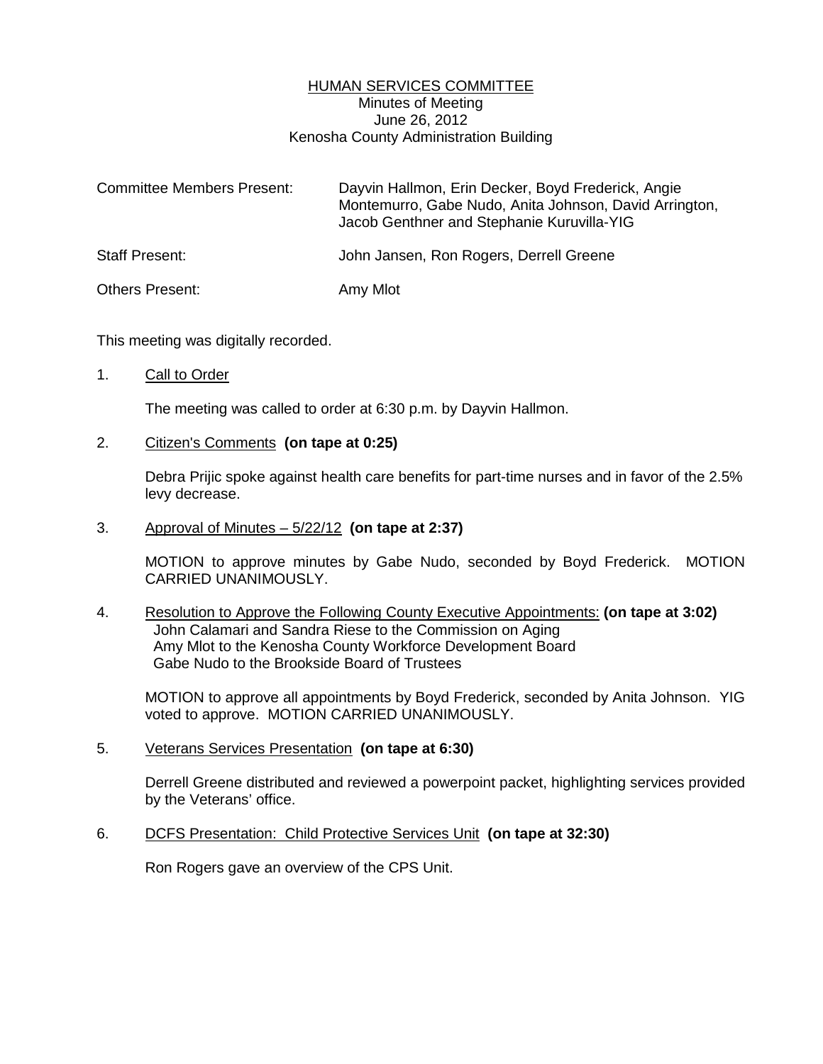# HUMAN SERVICES COMMITTEE

Minutes of Meeting
June 26, 2012
Kenosha County Administration Building

| | |
|---|---|
| Committee Members Present: | Dayvin Hallmon, Erin Decker, Boyd Frederick, Angie Montemurro, Gabe Nudo, Anita Johnson, David Arrington, Jacob Genthner and Stephanie Kuruvilla-YIG |
| Staff Present: | John Jansen, Ron Rogers, Derrell Greene |
| Others Present: | Amy Mlot |

This meeting was digitally recorded.

1. Call to Order

   The meeting was called to order at 6:30 p.m. by Dayvin Hallmon.

2. Citizen's Comments **(on tape at 0:25)**

   Debra Prijic spoke against health care benefits for part-time nurses and in favor of the 2.5% levy decrease.

3. Approval of Minutes – 5/22/12 **(on tape at 2:37)**

   MOTION to approve minutes by Gabe Nudo, seconded by Boyd Frederick. MOTION CARRIED UNANIMOUSLY.

4. Resolution to Approve the Following County Executive Appointments: **(on tape at 3:02)**
   John Calamari and Sandra Riese to the Commission on Aging
   Amy Mlot to the Kenosha County Workforce Development Board
   Gabe Nudo to the Brookside Board of Trustees

   MOTION to approve all appointments by Boyd Frederick, seconded by Anita Johnson. YIG voted to approve. MOTION CARRIED UNANIMOUSLY.

5. Veterans Services Presentation **(on tape at 6:30)**

   Derrell Greene distributed and reviewed a powerpoint packet, highlighting services provided by the Veterans' office.

6. DCFS Presentation: Child Protective Services Unit **(on tape at 32:30)**

   Ron Rogers gave an overview of the CPS Unit.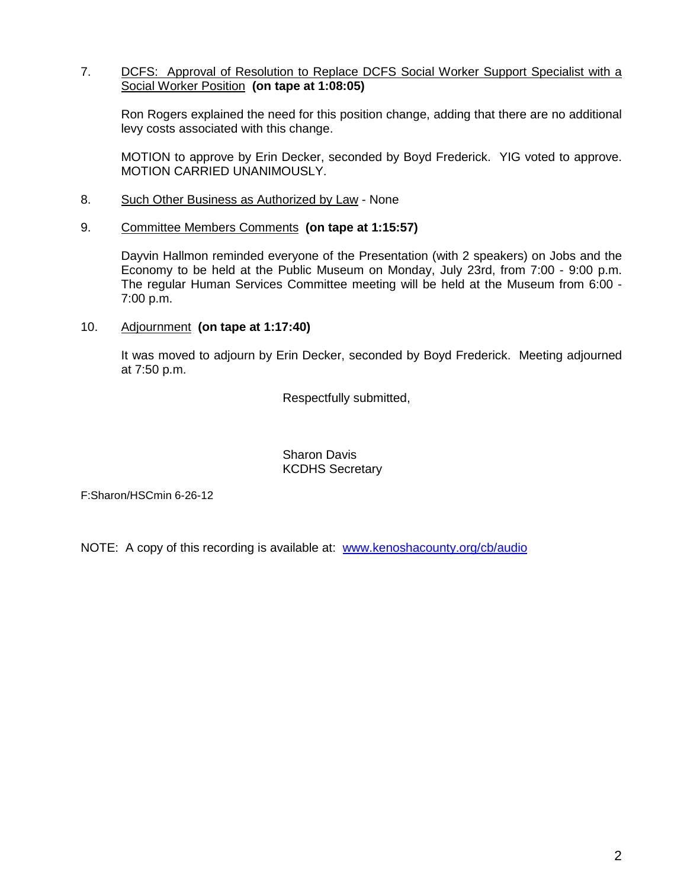7. <u>DCFS: Approval of Resolution to Replace DCFS Social Worker Support Specialist with a Social Worker Position</u> **(on tape at 1:08:05)**

   Ron Rogers explained the need for this position change, adding that there are no additional levy costs associated with this change.

   MOTION to approve by Erin Decker, seconded by Boyd Frederick. YIG voted to approve. MOTION CARRIED UNANIMOUSLY.

8. <u>Such Other Business as Authorized by Law</u> - None

9. <u>Committee Members Comments</u> **(on tape at 1:15:57)**

   Dayvin Hallmon reminded everyone of the Presentation (with 2 speakers) on Jobs and the Economy to be held at the Public Museum on Monday, July 23rd, from 7:00 - 9:00 p.m. The regular Human Services Committee meeting will be held at the Museum from 6:00 - 7:00 p.m.

10. <u>Adjournment</u> **(on tape at 1:17:40)**

    It was moved to adjourn by Erin Decker, seconded by Boyd Frederick. Meeting adjourned at 7:50 p.m.

Respectfully submitted,

Sharon Davis
KCDHS Secretary

F:Sharon/HSCmin 6-26-12

NOTE: A copy of this recording is available at: [www.kenoshacounty.org/cb/audio](http://www.kenoshacounty.org/cb/audio)